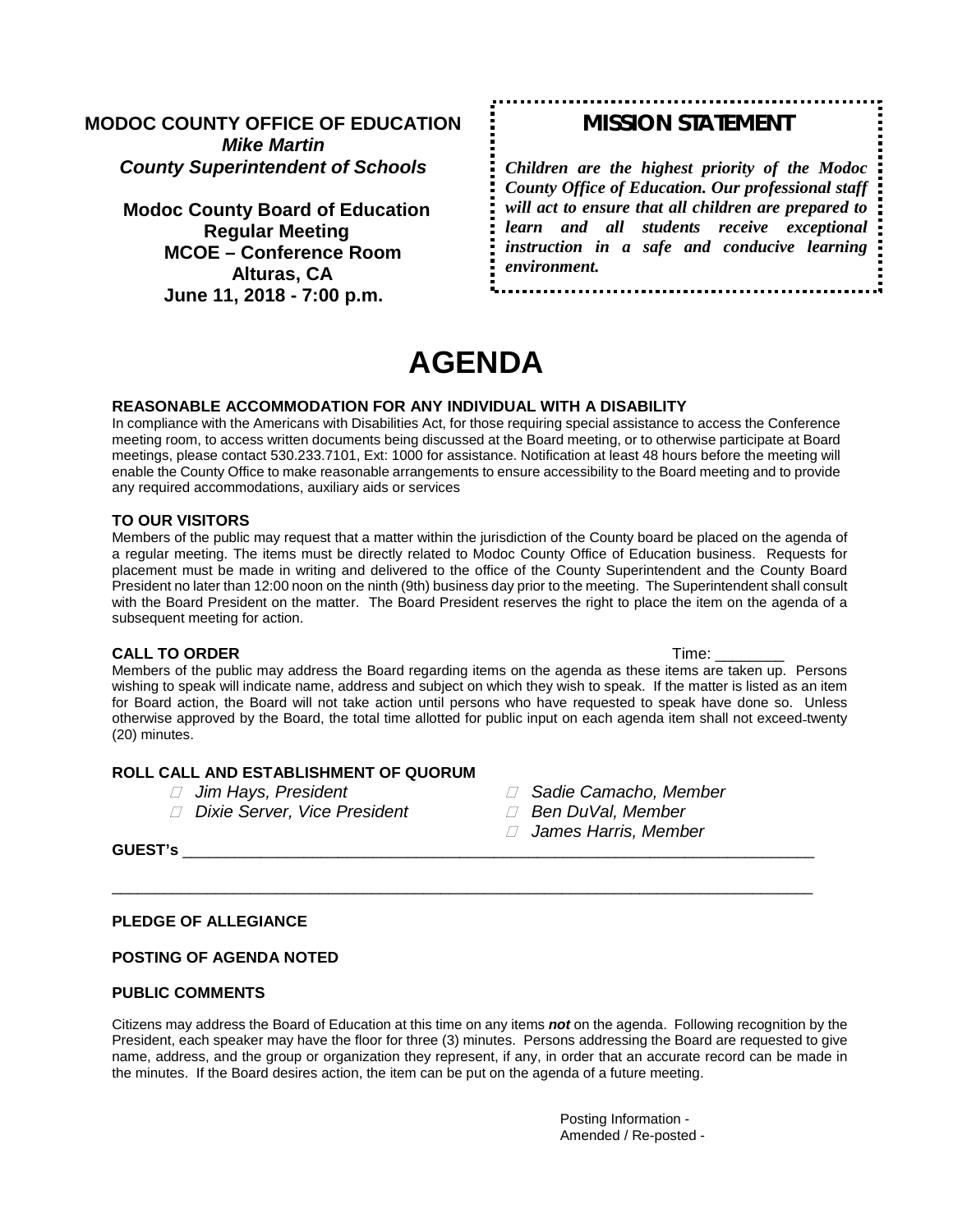**MODOC COUNTY OFFICE OF EDUCATION**
***Mike Martin***
***County Superintendent of Schools***

**Modoc County Board of Education**
**Regular Meeting**
**MCOE – Conference Room**
**Alturas, CA**
**June 11, 2018 - 7:00 p.m.**

**MISSION STATEMENT**

***Children are the highest priority of the Modoc County Office of Education. Our professional staff will act to ensure that all children are prepared to learn and all students receive exceptional instruction in a safe and conducive learning environment.***

# AGENDA

### REASONABLE ACCOMMODATION FOR ANY INDIVIDUAL WITH A DISABILITY

In compliance with the Americans with Disabilities Act, for those requiring special assistance to access the Conference meeting room, to access written documents being discussed at the Board meeting, or to otherwise participate at Board meetings, please contact 530.233.7101, Ext: 1000 for assistance. Notification at least 48 hours before the meeting will enable the County Office to make reasonable arrangements to ensure accessibility to the Board meeting and to provide any required accommodations, auxiliary aids or services

### TO OUR VISITORS

Members of the public may request that a matter within the jurisdiction of the County board be placed on the agenda of a regular meeting. The items must be directly related to Modoc County Office of Education business. Requests for placement must be made in writing and delivered to the office of the County Superintendent and the County Board President no later than 12:00 noon on the ninth (9th) business day prior to the meeting. The Superintendent shall consult with the Board President on the matter. The Board President reserves the right to place the item on the agenda of a subsequent meeting for action.

### CALL TO ORDER

Time: ________

Members of the public may address the Board regarding items on the agenda as these items are taken up. Persons wishing to speak will indicate name, address and subject on which they wish to speak. If the matter is listed as an item for Board action, the Board will not take action until persons who have requested to speak have done so. Unless otherwise approved by the Board, the total time allotted for public input on each agenda item shall not exceed twenty (20) minutes.

### ROLL CALL AND ESTABLISHMENT OF QUORUM

- *Jim Hays, President*
- *Dixie Server, Vice President*
- *Sadie Camacho, Member*
- *Ben DuVal, Member*
- *James Harris, Member*

**GUEST's** ____________________________________________________________________________

____________________________________________________________________________________

### PLEDGE OF ALLEGIANCE

### POSTING OF AGENDA NOTED

### PUBLIC COMMENTS

Citizens may address the Board of Education at this time on any items ***not*** on the agenda. Following recognition by the President, each speaker may have the floor for three (3) minutes. Persons addressing the Board are requested to give name, address, and the group or organization they represent, if any, in order that an accurate record can be made in the minutes. If the Board desires action, the item can be put on the agenda of a future meeting.

Posting Information -
Amended / Re-posted -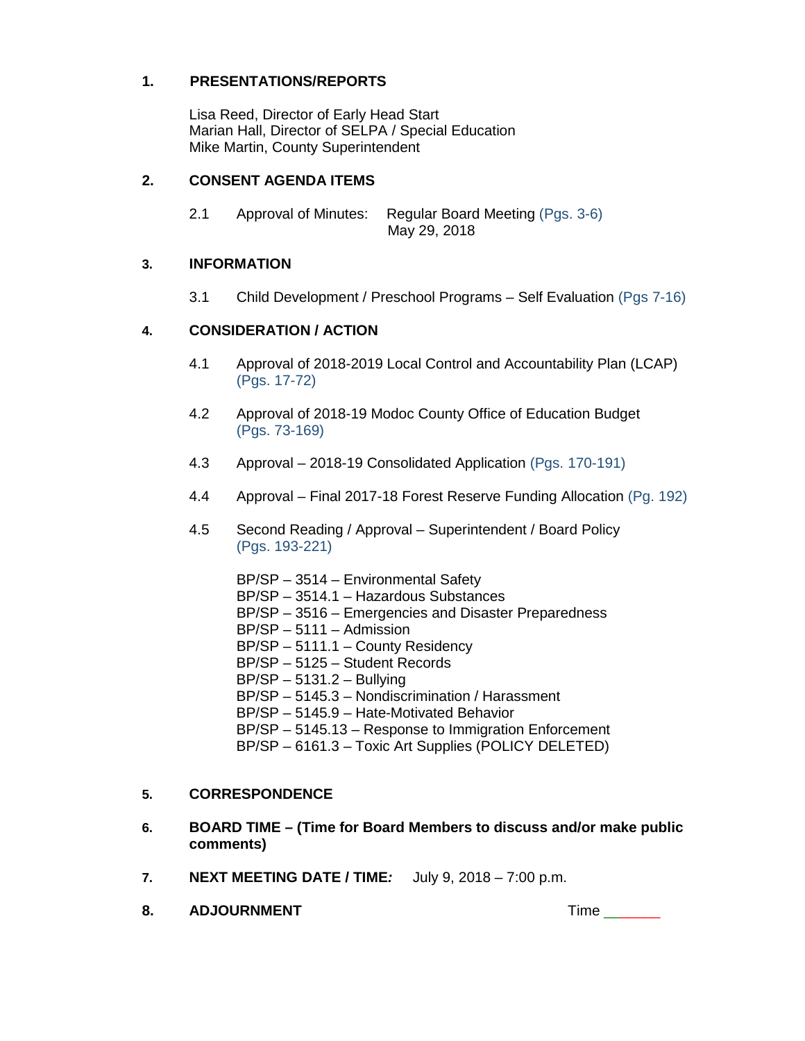**1. PRESENTATIONS/REPORTS**

Lisa Reed, Director of Early Head Start
Marian Hall, Director of SELPA / Special Education
Mike Martin, County Superintendent

**2. CONSENT AGENDA ITEMS**

2.1 Approval of Minutes: Regular Board Meeting (Pgs. 3-6)
May 29, 2018

**3. INFORMATION**

3.1 Child Development / Preschool Programs – Self Evaluation (Pgs 7-16)

**4. CONSIDERATION / ACTION**

4.1 Approval of 2018-2019 Local Control and Accountability Plan (LCAP) (Pgs. 17-72)

4.2 Approval of 2018-19 Modoc County Office of Education Budget (Pgs. 73-169)

4.3 Approval – 2018-19 Consolidated Application (Pgs. 170-191)

4.4 Approval – Final 2017-18 Forest Reserve Funding Allocation (Pg. 192)

4.5 Second Reading / Approval – Superintendent / Board Policy (Pgs. 193-221)

BP/SP – 3514 – Environmental Safety
BP/SP – 3514.1 – Hazardous Substances
BP/SP – 3516 – Emergencies and Disaster Preparedness
BP/SP – 5111 – Admission
BP/SP – 5111.1 – County Residency
BP/SP – 5125 – Student Records
BP/SP – 5131.2 – Bullying
BP/SP – 5145.3 – Nondiscrimination / Harassment
BP/SP – 5145.9 – Hate-Motivated Behavior
BP/SP – 5145.13 – Response to Immigration Enforcement
BP/SP – 6161.3 – Toxic Art Supplies (POLICY DELETED)

**5. CORRESPONDENCE**

**6. BOARD TIME – (Time for Board Members to discuss and/or make public comments)**

**7. NEXT MEETING DATE / TIME:** July 9, 2018 – 7:00 p.m.

**8. ADJOURNMENT** Time _______